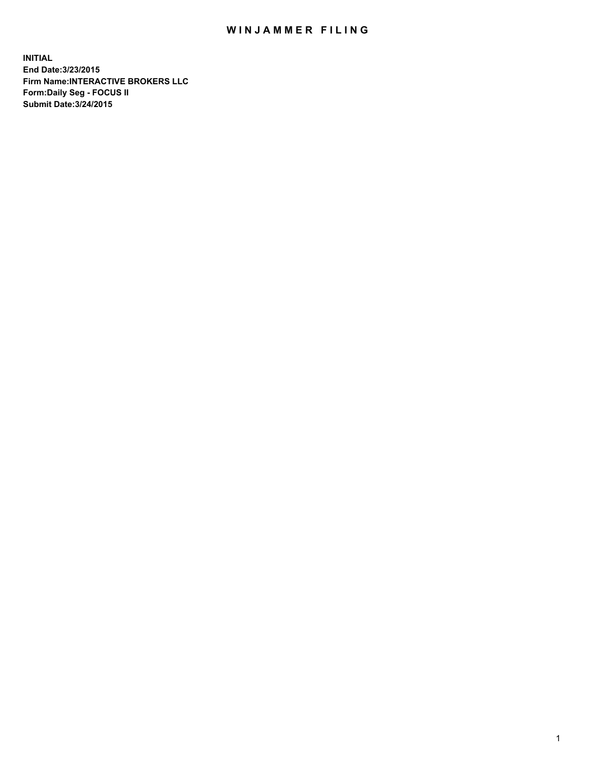# WINJAMMER FILING

**INITIAL**
**End Date:3/23/2015**
**Firm Name:INTERACTIVE BROKERS LLC**
**Form:Daily Seg - FOCUS II**
**Submit Date:3/24/2015**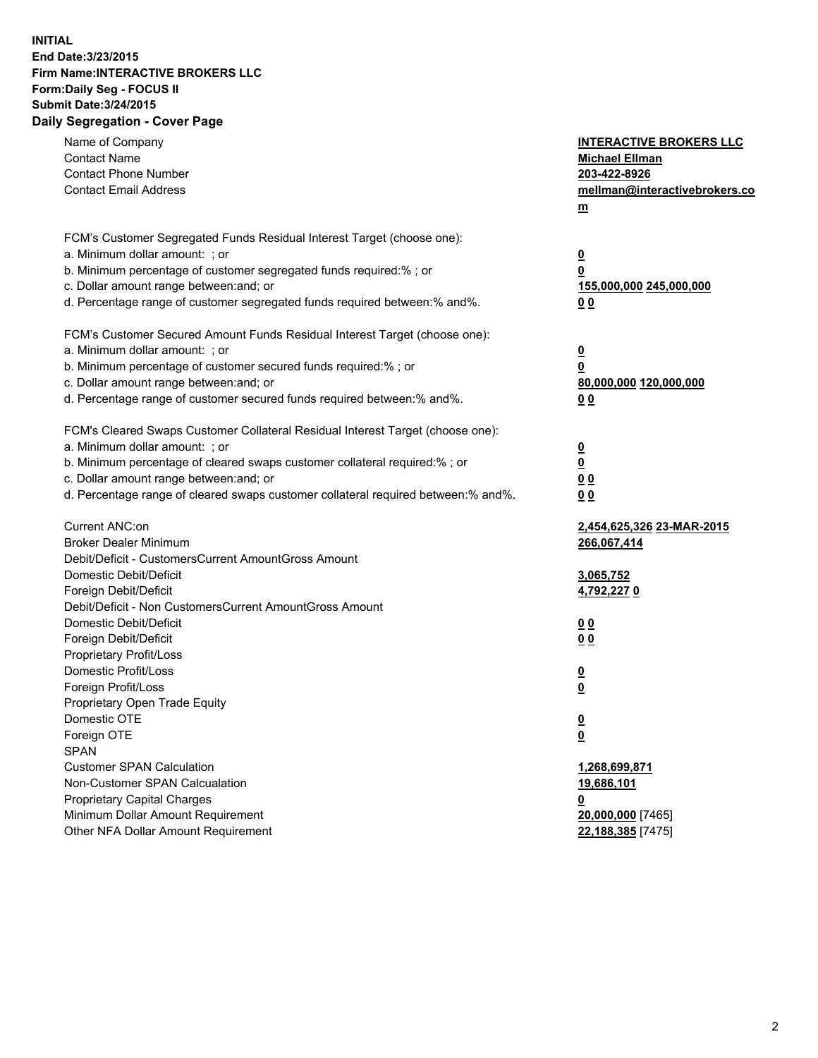**INITIAL**
**End Date:3/23/2015**
**Firm Name:INTERACTIVE BROKERS LLC**
**Form:Daily Seg - FOCUS II**
**Submit Date:3/24/2015**
**Daily Segregation - Cover Page**

| | |
|---|---|
| Name of Company | **INTERACTIVE BROKERS LLC** |
| Contact Name | **Michael Ellman** |
| Contact Phone Number | **203-422-8926** |
| Contact Email Address | **mellman@interactivebrokers.com** |
| | |
| FCM's Customer Segregated Funds Residual Interest Target (choose one): | |
| a. Minimum dollar amount: ; or | **0** |
| b. Minimum percentage of customer segregated funds required:% ; or | **0** |
| c. Dollar amount range between:and; or | **155,000,000 245,000,000** |
| d. Percentage range of customer segregated funds required between:% and%. | **0 0** |
| | |
| FCM's Customer Secured Amount Funds Residual Interest Target (choose one): | |
| a. Minimum dollar amount: ; or | **0** |
| b. Minimum percentage of customer secured funds required:% ; or | **0** |
| c. Dollar amount range between:and; or | **80,000,000 120,000,000** |
| d. Percentage range of customer secured funds required between:% and%. | **0 0** |
| | |
| FCM's Cleared Swaps Customer Collateral Residual Interest Target (choose one): | |
| a. Minimum dollar amount: ; or | **0** |
| b. Minimum percentage of cleared swaps customer collateral required:% ; or | **0** |
| c. Dollar amount range between:and; or | **0 0** |
| d. Percentage range of cleared swaps customer collateral required between:% and%. | **0 0** |
| | |
| Current ANC:on | **2,454,625,326 23-MAR-2015** |
| Broker Dealer Minimum | **266,067,414** |
| Debit/Deficit - CustomersCurrent AmountGross Amount | |
| Domestic Debit/Deficit | **3,065,752** |
| Foreign Debit/Deficit | **4,792,227 0** |
| Debit/Deficit - Non CustomersCurrent AmountGross Amount | |
| Domestic Debit/Deficit | **0 0** |
| Foreign Debit/Deficit | **0 0** |
| Proprietary Profit/Loss | |
| Domestic Profit/Loss | **0** |
| Foreign Profit/Loss | **0** |
| Proprietary Open Trade Equity | |
| Domestic OTE | **0** |
| Foreign OTE | **0** |
| SPAN | |
| Customer SPAN Calculation | **1,268,699,871** |
| Non-Customer SPAN Calcualation | **19,686,101** |
| Proprietary Capital Charges | **0** |
| Minimum Dollar Amount Requirement | **20,000,000** [7465] |
| Other NFA Dollar Amount Requirement | **22,188,385** [7475] |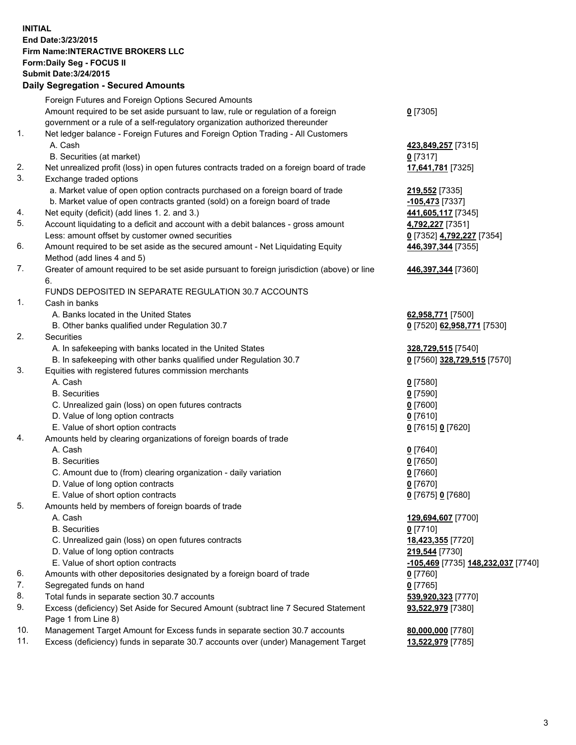**INITIAL**
**End Date:3/23/2015**
**Firm Name:INTERACTIVE BROKERS LLC**
**Form:Daily Seg - FOCUS II**
**Submit Date:3/24/2015**

### Daily Segregation - Secured Amounts

| | | |
|---|---|---|
| | Foreign Futures and Foreign Options Secured Amounts | |
| | Amount required to be set aside pursuant to law, rule or regulation of a foreign government or a rule of a self-regulatory organization authorized thereunder | 0 [7305] |
| 1. | Net ledger balance - Foreign Futures and Foreign Option Trading - All Customers | |
| | A. Cash | 423,849,257 [7315] |
| | B. Securities (at market) | 0 [7317] |
| 2. | Net unrealized profit (loss) in open futures contracts traded on a foreign board of trade | 17,641,781 [7325] |
| 3. | Exchange traded options | |
| | a. Market value of open option contracts purchased on a foreign board of trade | 219,552 [7335] |
| | b. Market value of open contracts granted (sold) on a foreign board of trade | -105,473 [7337] |
| 4. | Net equity (deficit) (add lines 1. 2. and 3.) | 441,605,117 [7345] |
| 5. | Account liquidating to a deficit and account with a debit balances - gross amount | 4,792,227 [7351] |
| | Less: amount offset by customer owned securities | 0 [7352] 4,792,227 [7354] |
| 6. | Amount required to be set aside as the secured amount - Net Liquidating Equity Method (add lines 4 and 5) | 446,397,344 [7355] |
| 7. | Greater of amount required to be set aside pursuant to foreign jurisdiction (above) or line 6. | 446,397,344 [7360] |
| | FUNDS DEPOSITED IN SEPARATE REGULATION 30.7 ACCOUNTS | |
| 1. | Cash in banks | |
| | A. Banks located in the United States | 62,958,771 [7500] |
| | B. Other banks qualified under Regulation 30.7 | 0 [7520] 62,958,771 [7530] |
| 2. | Securities | |
| | A. In safekeeping with banks located in the United States | 328,729,515 [7540] |
| | B. In safekeeping with other banks qualified under Regulation 30.7 | 0 [7560] 328,729,515 [7570] |
| 3. | Equities with registered futures commission merchants | |
| | A. Cash | 0 [7580] |
| | B. Securities | 0 [7590] |
| | C. Unrealized gain (loss) on open futures contracts | 0 [7600] |
| | D. Value of long option contracts | 0 [7610] |
| | E. Value of short option contracts | 0 [7615] 0 [7620] |
| 4. | Amounts held by clearing organizations of foreign boards of trade | |
| | A. Cash | 0 [7640] |
| | B. Securities | 0 [7650] |
| | C. Amount due to (from) clearing organization - daily variation | 0 [7660] |
| | D. Value of long option contracts | 0 [7670] |
| | E. Value of short option contracts | 0 [7675] 0 [7680] |
| 5. | Amounts held by members of foreign boards of trade | |
| | A. Cash | 129,694,607 [7700] |
| | B. Securities | 0 [7710] |
| | C. Unrealized gain (loss) on open futures contracts | 18,423,355 [7720] |
| | D. Value of long option contracts | 219,544 [7730] |
| | E. Value of short option contracts | -105,469 [7735] 148,232,037 [7740] |
| 6. | Amounts with other depositories designated by a foreign board of trade | 0 [7760] |
| 7. | Segregated funds on hand | 0 [7765] |
| 8. | Total funds in separate section 30.7 accounts | 539,920,323 [7770] |
| 9. | Excess (deficiency) Set Aside for Secured Amount (subtract line 7 Secured Statement Page 1 from Line 8) | 93,522,979 [7380] |
| 10. | Management Target Amount for Excess funds in separate section 30.7 accounts | 80,000,000 [7780] |
| 11. | Excess (deficiency) funds in separate 30.7 accounts over (under) Management Target | 13,522,979 [7785] |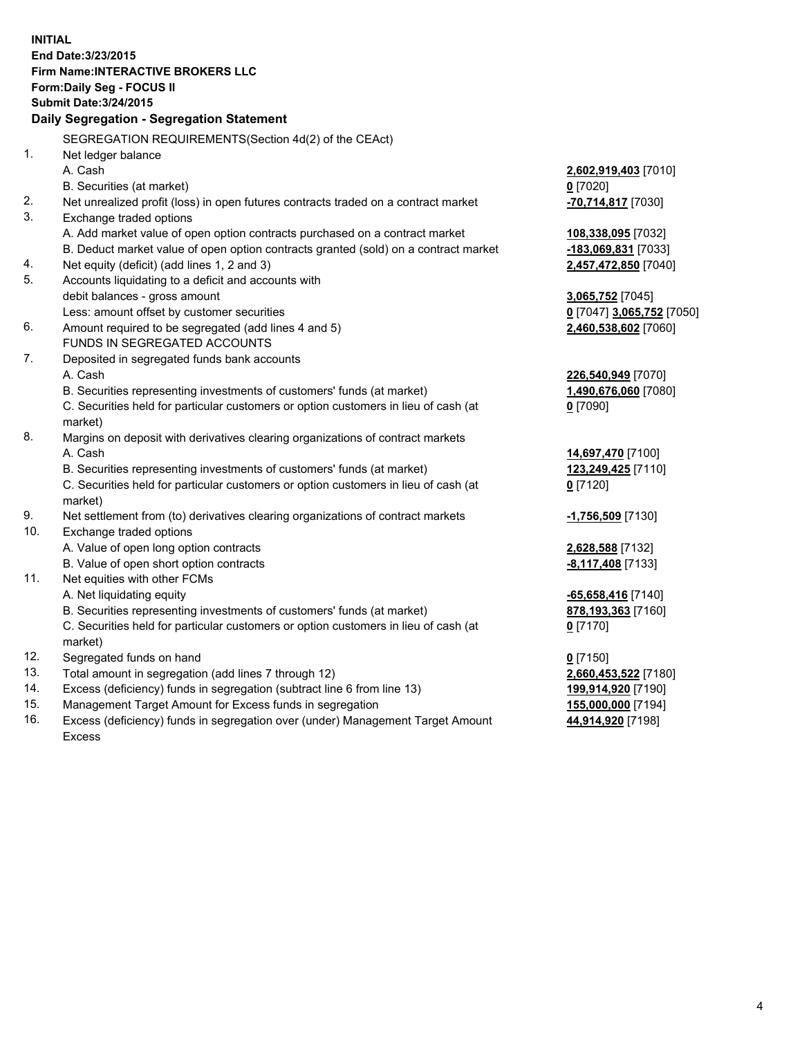**INITIAL**
**End Date:3/23/2015**
**Firm Name:INTERACTIVE BROKERS LLC**
**Form:Daily Seg - FOCUS II**
**Submit Date:3/24/2015**

## Daily Segregation - Segregation Statement

| | | |
|---|---|---|
| | SEGREGATION REQUIREMENTS(Section 4d(2) of the CEAct) | |
| 1. | Net ledger balance | |
| | A. Cash | **2,602,919,403** [7010] |
| | B. Securities (at market) | **0** [7020] |
| 2. | Net unrealized profit (loss) in open futures contracts traded on a contract market | **-70,714,817** [7030] |
| 3. | Exchange traded options | |
| | A. Add market value of open option contracts purchased on a contract market | **108,338,095** [7032] |
| | B. Deduct market value of open option contracts granted (sold) on a contract market | **-183,069,831** [7033] |
| 4. | Net equity (deficit) (add lines 1, 2 and 3) | **2,457,472,850** [7040] |
| 5. | Accounts liquidating to a deficit and accounts with debit balances - gross amount | **3,065,752** [7045] |
| | Less: amount offset by customer securities | **0** [7047] **3,065,752** [7050] |
| 6. | Amount required to be segregated (add lines 4 and 5) | **2,460,538,602** [7060] |
| | FUNDS IN SEGREGATED ACCOUNTS | |
| 7. | Deposited in segregated funds bank accounts | |
| | A. Cash | **226,540,949** [7070] |
| | B. Securities representing investments of customers' funds (at market) | **1,490,676,060** [7080] |
| | C. Securities held for particular customers or option customers in lieu of cash (at market) | **0** [7090] |
| 8. | Margins on deposit with derivatives clearing organizations of contract markets | |
| | A. Cash | **14,697,470** [7100] |
| | B. Securities representing investments of customers' funds (at market) | **123,249,425** [7110] |
| | C. Securities held for particular customers or option customers in lieu of cash (at market) | **0** [7120] |
| 9. | Net settlement from (to) derivatives clearing organizations of contract markets | **-1,756,509** [7130] |
| 10. | Exchange traded options | |
| | A. Value of open long option contracts | **2,628,588** [7132] |
| | B. Value of open short option contracts | **-8,117,408** [7133] |
| 11. | Net equities with other FCMs | |
| | A. Net liquidating equity | **-65,658,416** [7140] |
| | B. Securities representing investments of customers' funds (at market) | **878,193,363** [7160] |
| | C. Securities held for particular customers or option customers in lieu of cash (at market) | **0** [7170] |
| 12. | Segregated funds on hand | **0** [7150] |
| 13. | Total amount in segregation (add lines 7 through 12) | **2,660,453,522** [7180] |
| 14. | Excess (deficiency) funds in segregation (subtract line 6 from line 13) | **199,914,920** [7190] |
| 15. | Management Target Amount for Excess funds in segregation | **155,000,000** [7194] |
| 16. | Excess (deficiency) funds in segregation over (under) Management Target Amount Excess | **44,914,920** [7198] |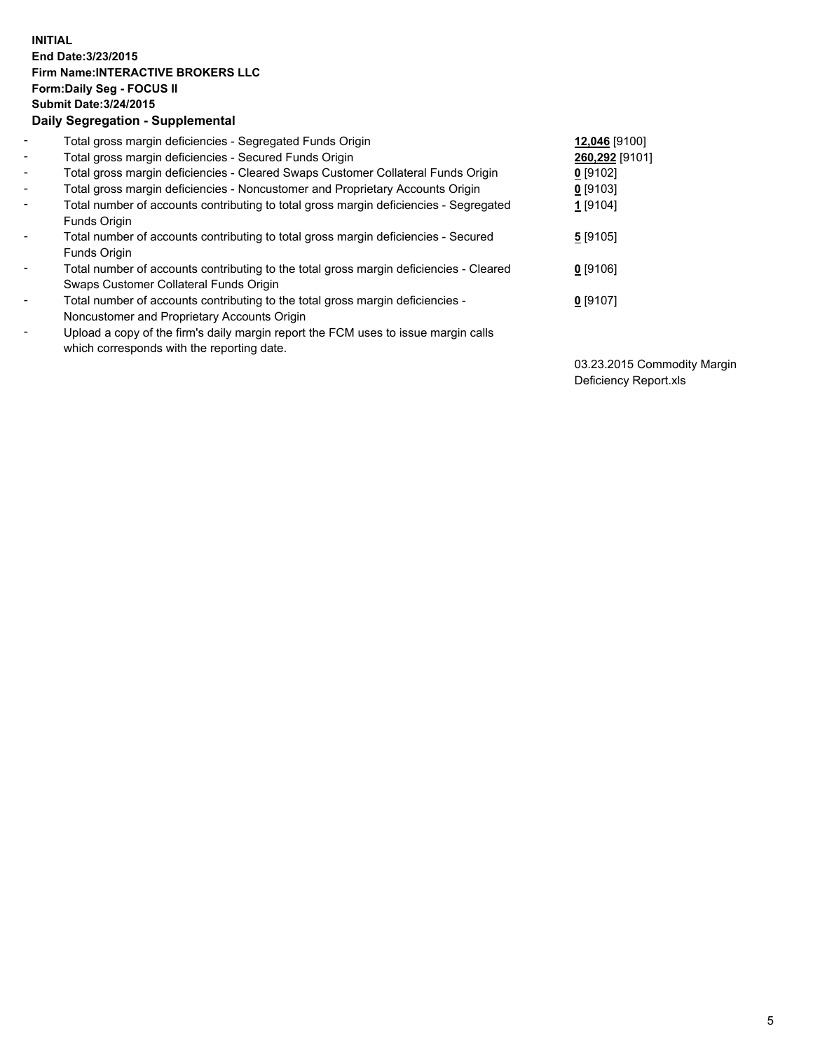**INITIAL**
**End Date:3/23/2015**
**Firm Name:INTERACTIVE BROKERS LLC**
**Form:Daily Seg - FOCUS II**
**Submit Date:3/24/2015**
**Daily Segregation - Supplemental**

| | | |
|---|---|---|
| - | Total gross margin deficiencies - Segregated Funds Origin | **12,046** [9100] |
| - | Total gross margin deficiencies - Secured Funds Origin | **260,292** [9101] |
| - | Total gross margin deficiencies - Cleared Swaps Customer Collateral Funds Origin | **0** [9102] |
| - | Total gross margin deficiencies - Noncustomer and Proprietary Accounts Origin | **0** [9103] |
| - | Total number of accounts contributing to total gross margin deficiencies - Segregated Funds Origin | **1** [9104] |
| - | Total number of accounts contributing to total gross margin deficiencies - Secured Funds Origin | **5** [9105] |
| - | Total number of accounts contributing to the total gross margin deficiencies - Cleared Swaps Customer Collateral Funds Origin | **0** [9106] |
| - | Total number of accounts contributing to the total gross margin deficiencies - Noncustomer and Proprietary Accounts Origin | **0** [9107] |
| - | Upload a copy of the firm's daily margin report the FCM uses to issue margin calls which corresponds with the reporting date. | 03.23.2015 Commodity Margin Deficiency Report.xls |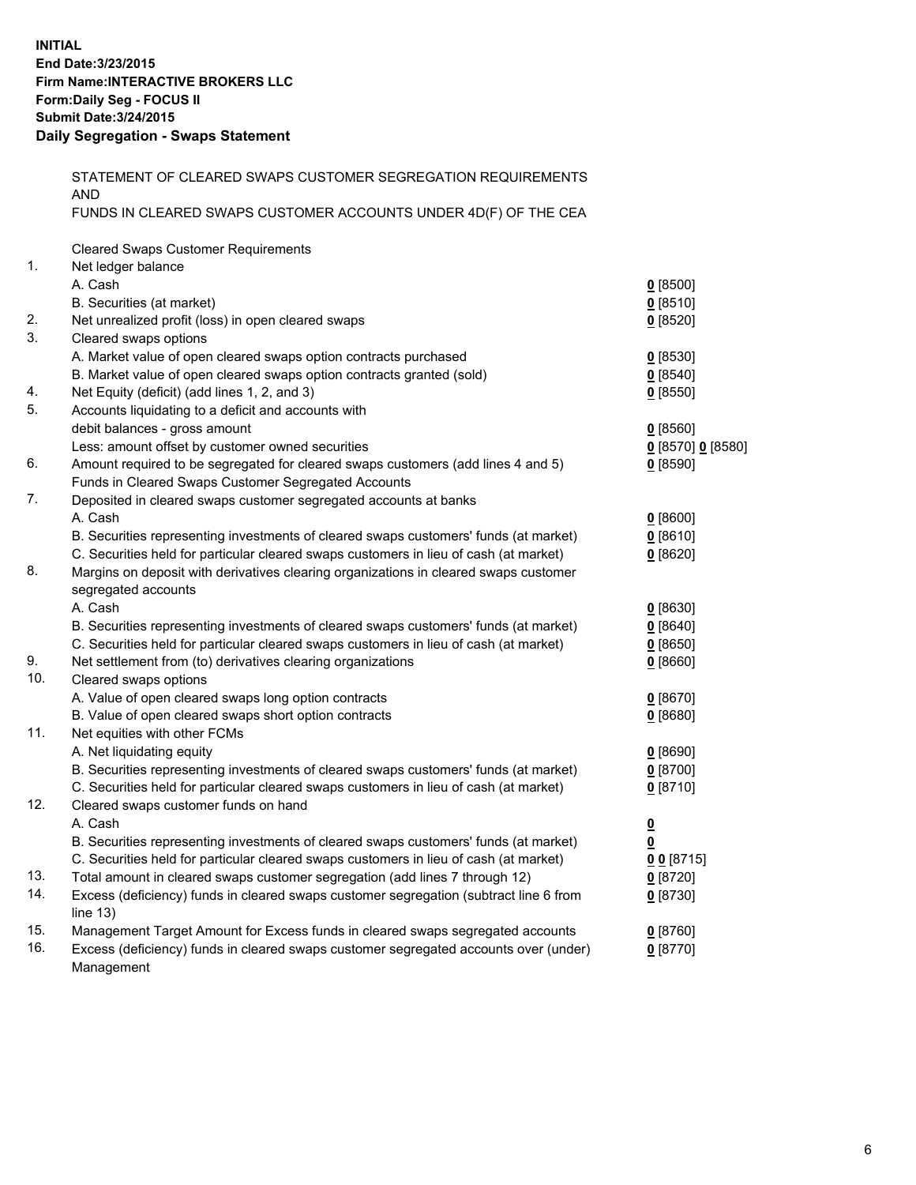**INITIAL**
**End Date:3/23/2015**
**Firm Name:INTERACTIVE BROKERS LLC**
**Form:Daily Seg - FOCUS II**
**Submit Date:3/24/2015**
**Daily Segregation - Swaps Statement**

STATEMENT OF CLEARED SWAPS CUSTOMER SEGREGATION REQUIREMENTS
AND
FUNDS IN CLEARED SWAPS CUSTOMER ACCOUNTS UNDER 4D(F) OF THE CEA

| | | |
|---|---|---|
| | Cleared Swaps Customer Requirements | |
| 1. | Net ledger balance | |
| | A. Cash | 0 [8500] |
| | B. Securities (at market) | 0 [8510] |
| 2. | Net unrealized profit (loss) in open cleared swaps | 0 [8520] |
| 3. | Cleared swaps options | |
| | A. Market value of open cleared swaps option contracts purchased | 0 [8530] |
| | B. Market value of open cleared swaps option contracts granted (sold) | 0 [8540] |
| 4. | Net Equity (deficit) (add lines 1, 2, and 3) | 0 [8550] |
| 5. | Accounts liquidating to a deficit and accounts with | |
| | debit balances - gross amount | 0 [8560] |
| | Less: amount offset by customer owned securities | 0 [8570] 0 [8580] |
| 6. | Amount required to be segregated for cleared swaps customers (add lines 4 and 5) | 0 [8590] |
| | Funds in Cleared Swaps Customer Segregated Accounts | |
| 7. | Deposited in cleared swaps customer segregated accounts at banks | |
| | A. Cash | 0 [8600] |
| | B. Securities representing investments of cleared swaps customers' funds (at market) | 0 [8610] |
| | C. Securities held for particular cleared swaps customers in lieu of cash (at market) | 0 [8620] |
| 8. | Margins on deposit with derivatives clearing organizations in cleared swaps customer segregated accounts | |
| | A. Cash | 0 [8630] |
| | B. Securities representing investments of cleared swaps customers' funds (at market) | 0 [8640] |
| | C. Securities held for particular cleared swaps customers in lieu of cash (at market) | 0 [8650] |
| 9. | Net settlement from (to) derivatives clearing organizations | 0 [8660] |
| 10. | Cleared swaps options | |
| | A. Value of open cleared swaps long option contracts | 0 [8670] |
| | B. Value of open cleared swaps short option contracts | 0 [8680] |
| 11. | Net equities with other FCMs | |
| | A. Net liquidating equity | 0 [8690] |
| | B. Securities representing investments of cleared swaps customers' funds (at market) | 0 [8700] |
| | C. Securities held for particular cleared swaps customers in lieu of cash (at market) | 0 [8710] |
| 12. | Cleared swaps customer funds on hand | |
| | A. Cash | 0 |
| | B. Securities representing investments of cleared swaps customers' funds (at market) | 0 |
| | C. Securities held for particular cleared swaps customers in lieu of cash (at market) | 0 0 [8715] |
| 13. | Total amount in cleared swaps customer segregation (add lines 7 through 12) | 0 [8720] |
| 14. | Excess (deficiency) funds in cleared swaps customer segregation (subtract line 6 from line 13) | 0 [8730] |
| 15. | Management Target Amount for Excess funds in cleared swaps segregated accounts | 0 [8760] |
| 16. | Excess (deficiency) funds in cleared swaps customer segregated accounts over (under) Management | 0 [8770] |